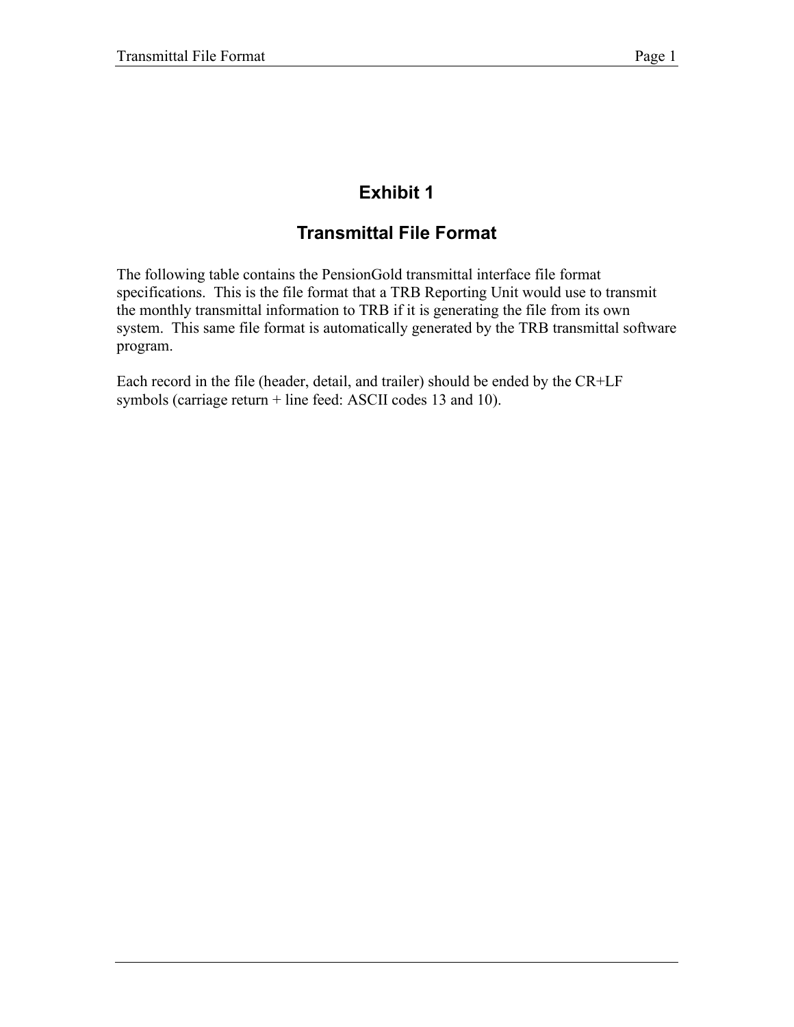# Exhibit 1

## Transmittal File Format

The following table contains the PensionGold transmittal interface file format specifications. This is the file format that a TRB Reporting Unit would use to transmit the monthly transmittal information to TRB if it is generating the file from its own system. This same file format is automatically generated by the TRB transmittal software program.

Each record in the file (header, detail, and trailer) should be ended by the CR+LF symbols (carriage return + line feed: ASCII codes 13 and 10).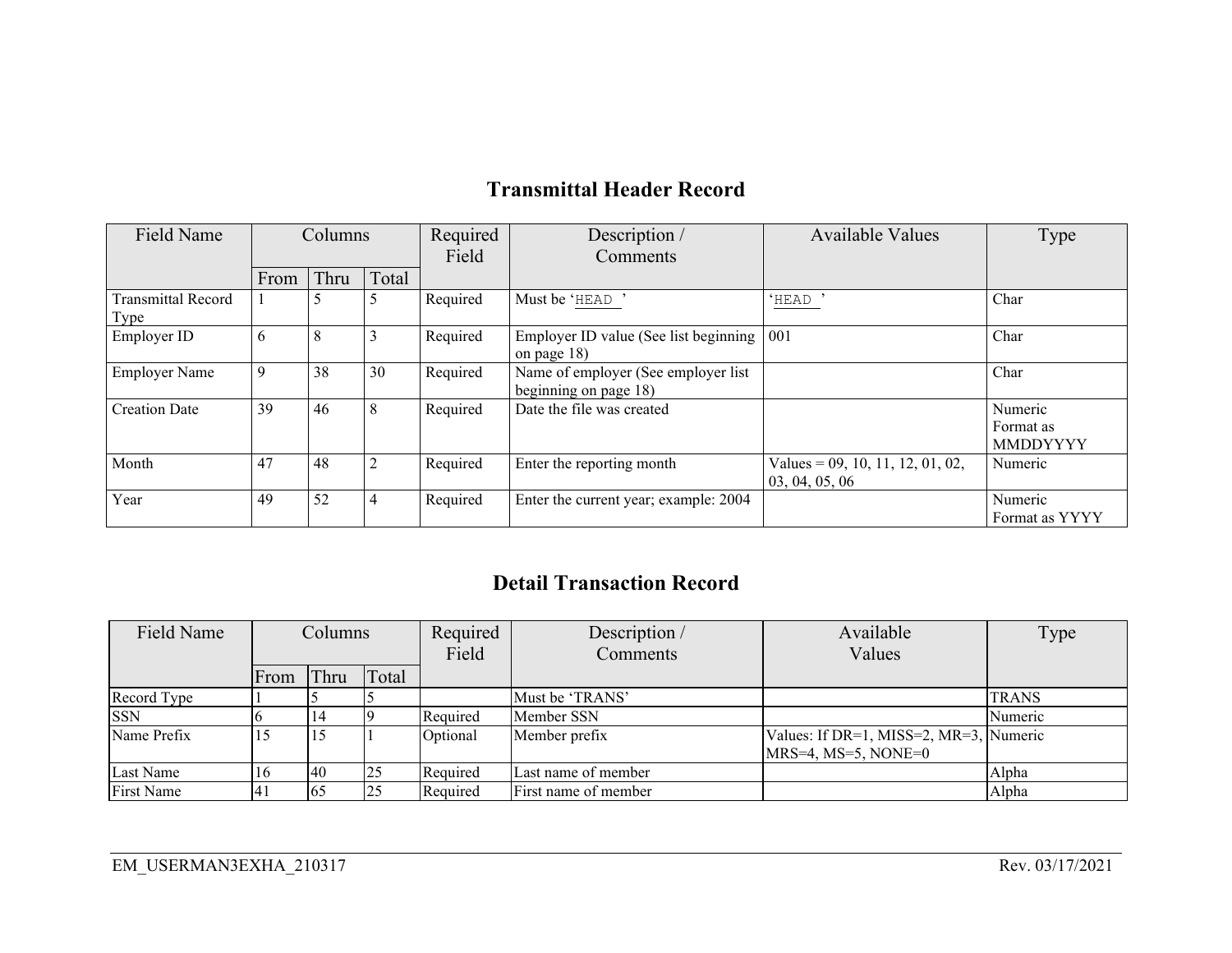## Transmittal Header Record

| Field Name | Columns | | | Required Field | Description / Comments | Available Values | Type |
|---|---|---|---|---|---|---|---|
| | From | Thru | Total | | | | |
| Transmittal Record Type | 1 | 5 | 5 | Required | Must be 'HEAD ' | 'HEAD ' | Char |
| Employer ID | 6 | 8 | 3 | Required | Employer ID value (See list beginning on page 18) | 001 | Char |
| Employer Name | 9 | 38 | 30 | Required | Name of employer (See employer list beginning on page 18) | | Char |
| Creation Date | 39 | 46 | 8 | Required | Date the file was created | | Numeric Format as MMDDYYYY |
| Month | 47 | 48 | 2 | Required | Enter the reporting month | Values = 09, 10, 11, 12, 01, 02, 03, 04, 05, 06 | Numeric |
| Year | 49 | 52 | 4 | Required | Enter the current year; example: 2004 | | Numeric Format as YYYY |

## Detail Transaction Record

| Field Name | Columns | | | Required Field | Description / Comments | Available Values | Type |
|---|---|---|---|---|---|---|---|
| | From | Thru | Total | | | | |
| Record Type | 1 | 5 | 5 | | Must be 'TRANS' | | TRANS |
| SSN | 6 | 14 | 9 | Required | Member SSN | | Numeric |
| Name Prefix | 15 | 15 | 1 | Optional | Member prefix | Values: If DR=1, MISS=2, MR=3, MRS=4, MS=5, NONE=0 | Numeric |
| Last Name | 16 | 40 | 25 | Required | Last name of member | | Alpha |
| First Name | 41 | 65 | 25 | Required | First name of member | | Alpha |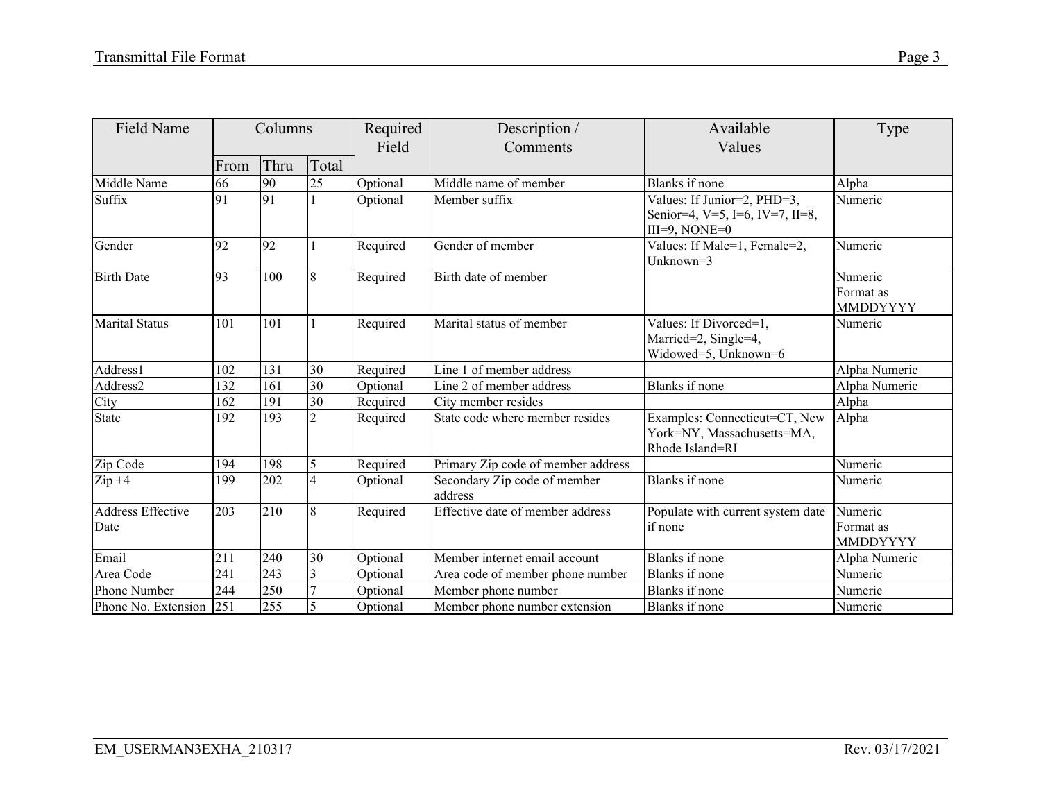| Field Name | Columns | | | Required Field | Description / Comments | Available Values | Type |
|---|---|---|---|---|---|---|---|
| | From | Thru | Total | | | | |
| Middle Name | 66 | 90 | 25 | Optional | Middle name of member | Blanks if none | Alpha |
| Suffix | 91 | 91 | 1 | Optional | Member suffix | Values: If Junior=2, PHD=3, Senior=4, V=5, I=6, IV=7, II=8, III=9, NONE=0 | Numeric |
| Gender | 92 | 92 | 1 | Required | Gender of member | Values: If Male=1, Female=2, Unknown=3 | Numeric |
| Birth Date | 93 | 100 | 8 | Required | Birth date of member | | Numeric Format as MMDDYYYY |
| Marital Status | 101 | 101 | 1 | Required | Marital status of member | Values: If Divorced=1, Married=2, Single=4, Widowed=5, Unknown=6 | Numeric |
| Address1 | 102 | 131 | 30 | Required | Line 1 of member address | | Alpha Numeric |
| Address2 | 132 | 161 | 30 | Optional | Line 2 of member address | Blanks if none | Alpha Numeric |
| City | 162 | 191 | 30 | Required | City member resides | | Alpha |
| State | 192 | 193 | 2 | Required | State code where member resides | Examples: Connecticut=CT, New York=NY, Massachusetts=MA, Rhode Island=RI | Alpha |
| Zip Code | 194 | 198 | 5 | Required | Primary Zip code of member address | | Numeric |
| Zip +4 | 199 | 202 | 4 | Optional | Secondary Zip code of member address | Blanks if none | Numeric |
| Address Effective Date | 203 | 210 | 8 | Required | Effective date of member address | Populate with current system date if none | Numeric Format as MMDDYYYY |
| Email | 211 | 240 | 30 | Optional | Member internet email account | Blanks if none | Alpha Numeric |
| Area Code | 241 | 243 | 3 | Optional | Area code of member phone number | Blanks if none | Numeric |
| Phone Number | 244 | 250 | 7 | Optional | Member phone number | Blanks if none | Numeric |
| Phone No. Extension | 251 | 255 | 5 | Optional | Member phone number extension | Blanks if none | Numeric |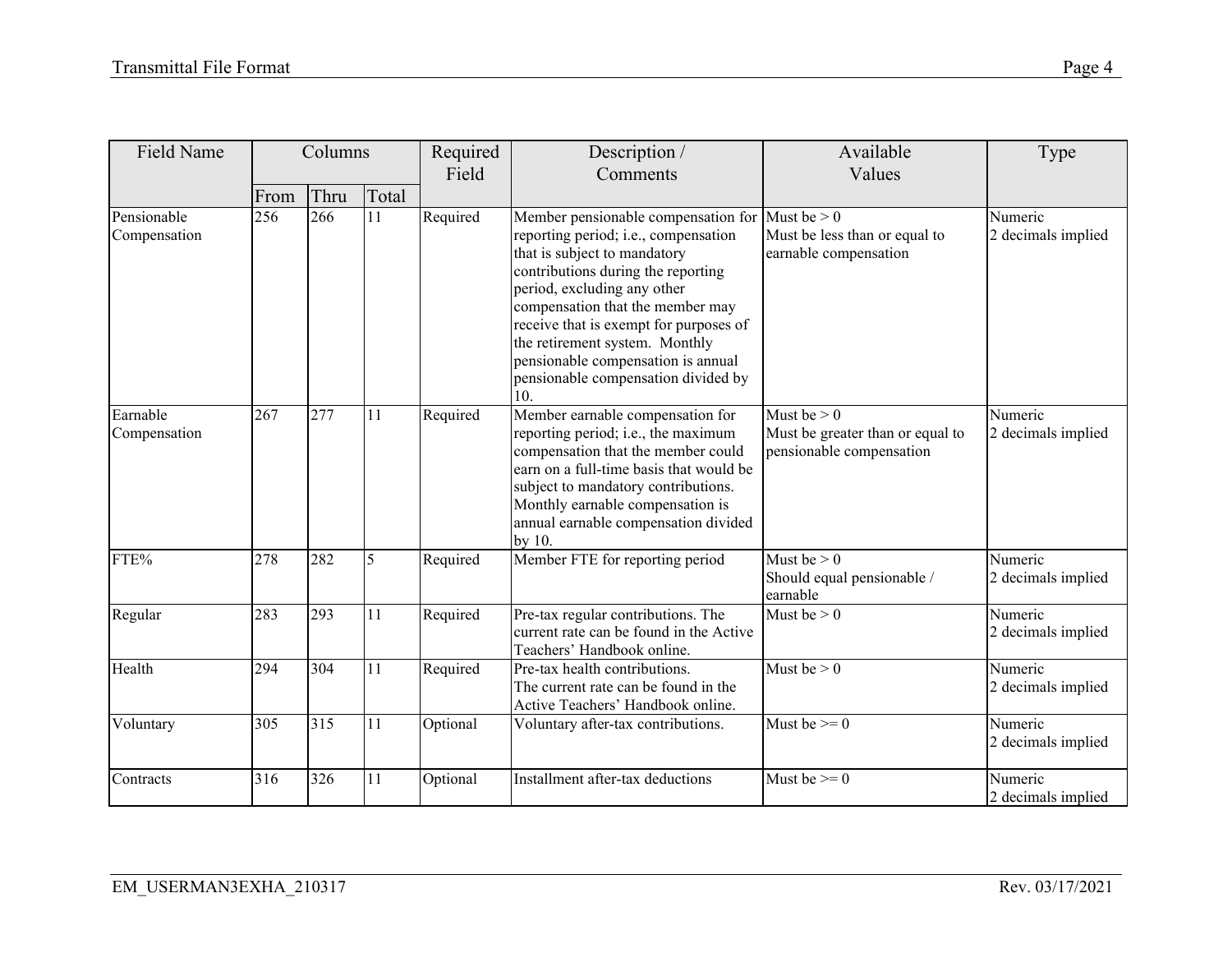| Field Name | Columns | | | Required Field | Description / Comments | Available Values | Type |
|---|---|---|---|---|---|---|---|
| | From | Thru | Total | | | | |
| Pensionable Compensation | 256 | 266 | 11 | Required | Member pensionable compensation for reporting period; i.e., compensation that is subject to mandatory contributions during the reporting period, excluding any other compensation that the member may receive that is exempt for purposes of the retirement system. Monthly pensionable compensation is annual pensionable compensation divided by 10. | Must be > 0<br>Must be less than or equal to earnable compensation | Numeric<br>2 decimals implied |
| Earnable Compensation | 267 | 277 | 11 | Required | Member earnable compensation for reporting period; i.e., the maximum compensation that the member could earn on a full-time basis that would be subject to mandatory contributions. Monthly earnable compensation is annual earnable compensation divided by 10. | Must be > 0<br>Must be greater than or equal to pensionable compensation | Numeric<br>2 decimals implied |
| FTE% | 278 | 282 | 5 | Required | Member FTE for reporting period | Must be > 0<br>Should equal pensionable / earnable | Numeric<br>2 decimals implied |
| Regular | 283 | 293 | 11 | Required | Pre-tax regular contributions. The current rate can be found in the Active Teachers' Handbook online. | Must be > 0 | Numeric<br>2 decimals implied |
| Health | 294 | 304 | 11 | Required | Pre-tax health contributions.<br>The current rate can be found in the Active Teachers' Handbook online. | Must be > 0 | Numeric<br>2 decimals implied |
| Voluntary | 305 | 315 | 11 | Optional | Voluntary after-tax contributions. | Must be >= 0 | Numeric<br>2 decimals implied |
| Contracts | 316 | 326 | 11 | Optional | Installment after-tax deductions | Must be >= 0 | Numeric<br>2 decimals implied |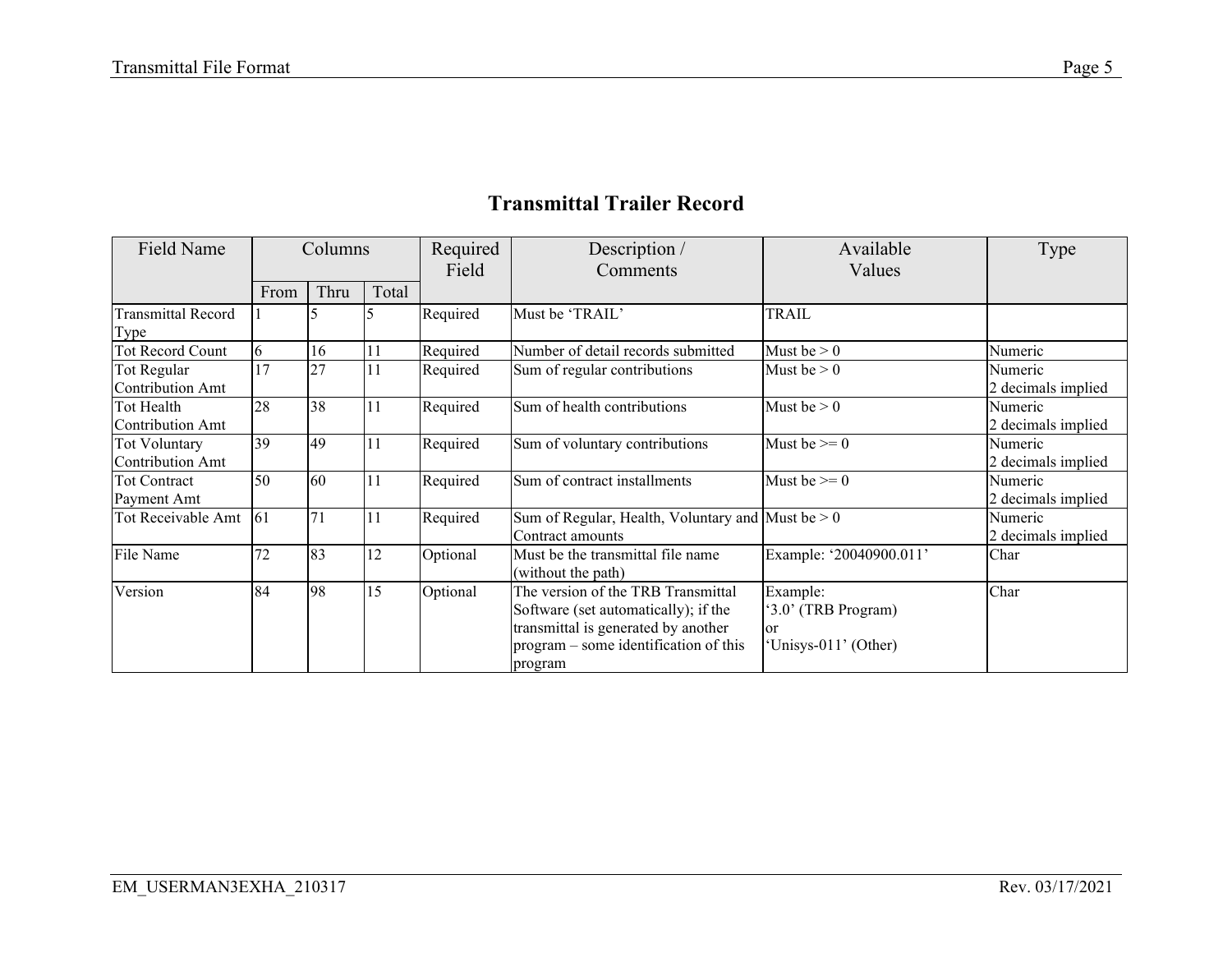## Transmittal Trailer Record

| Field Name | Columns | | | Required Field | Description / Comments | Available Values | Type |
|---|---|---|---|---|---|---|---|
| | From | Thru | Total | | | | |
| Transmittal Record Type | 1 | 5 | 5 | Required | Must be 'TRAIL' | TRAIL | |
| Tot Record Count | 6 | 16 | 11 | Required | Number of detail records submitted | Must be > 0 | Numeric |
| Tot Regular Contribution Amt | 17 | 27 | 11 | Required | Sum of regular contributions | Must be > 0 | Numeric 2 decimals implied |
| Tot Health Contribution Amt | 28 | 38 | 11 | Required | Sum of health contributions | Must be > 0 | Numeric 2 decimals implied |
| Tot Voluntary Contribution Amt | 39 | 49 | 11 | Required | Sum of voluntary contributions | Must be >= 0 | Numeric 2 decimals implied |
| Tot Contract Payment Amt | 50 | 60 | 11 | Required | Sum of contract installments | Must be >= 0 | Numeric 2 decimals implied |
| Tot Receivable Amt | 61 | 71 | 11 | Required | Sum of Regular, Health, Voluntary and Contract amounts | Must be > 0 | Numeric 2 decimals implied |
| File Name | 72 | 83 | 12 | Optional | Must be the transmittal file name (without the path) | Example: '20040900.011' | Char |
| Version | 84 | 98 | 15 | Optional | The version of the TRB Transmittal Software (set automatically); if the transmittal is generated by another program – some identification of this program | Example: '3.0' (TRB Program) or 'Unisys-011' (Other) | Char |